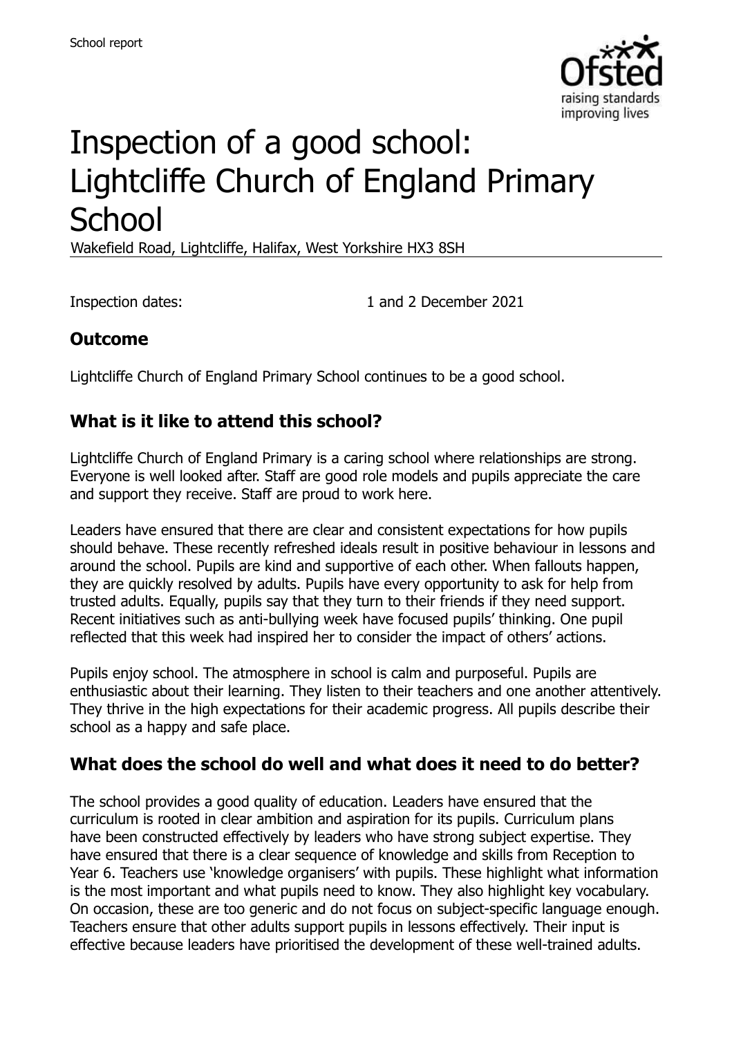School report

# Inspection of a good school: Lightcliffe Church of England Primary School

Wakefield Road, Lightcliffe, Halifax, West Yorkshire HX3 8SH

Inspection dates: 1 and 2 December 2021

## Outcome

Lightcliffe Church of England Primary School continues to be a good school.

## What is it like to attend this school?

Lightcliffe Church of England Primary is a caring school where relationships are strong. Everyone is well looked after. Staff are good role models and pupils appreciate the care and support they receive. Staff are proud to work here.

Leaders have ensured that there are clear and consistent expectations for how pupils should behave. These recently refreshed ideals result in positive behaviour in lessons and around the school. Pupils are kind and supportive of each other. When fallouts happen, they are quickly resolved by adults. Pupils have every opportunity to ask for help from trusted adults. Equally, pupils say that they turn to their friends if they need support. Recent initiatives such as anti-bullying week have focused pupils' thinking. One pupil reflected that this week had inspired her to consider the impact of others' actions.

Pupils enjoy school. The atmosphere in school is calm and purposeful. Pupils are enthusiastic about their learning. They listen to their teachers and one another attentively. They thrive in the high expectations for their academic progress. All pupils describe their school as a happy and safe place.

## What does the school do well and what does it need to do better?

The school provides a good quality of education. Leaders have ensured that the curriculum is rooted in clear ambition and aspiration for its pupils. Curriculum plans have been constructed effectively by leaders who have strong subject expertise. They have ensured that there is a clear sequence of knowledge and skills from Reception to Year 6. Teachers use 'knowledge organisers' with pupils. These highlight what information is the most important and what pupils need to know. They also highlight key vocabulary. On occasion, these are too generic and do not focus on subject-specific language enough. Teachers ensure that other adults support pupils in lessons effectively. Their input is effective because leaders have prioritised the development of these well-trained adults.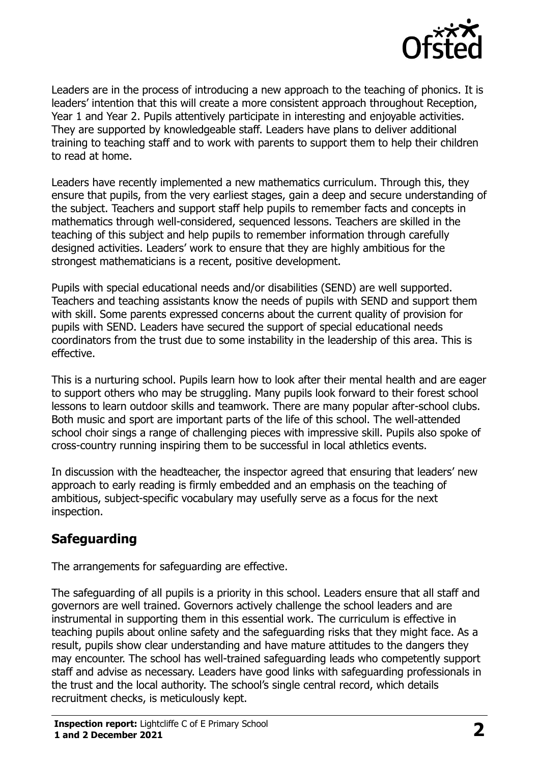Leaders are in the process of introducing a new approach to the teaching of phonics. It is leaders' intention that this will create a more consistent approach throughout Reception, Year 1 and Year 2. Pupils attentively participate in interesting and enjoyable activities. They are supported by knowledgeable staff. Leaders have plans to deliver additional training to teaching staff and to work with parents to support them to help their children to read at home.

Leaders have recently implemented a new mathematics curriculum. Through this, they ensure that pupils, from the very earliest stages, gain a deep and secure understanding of the subject. Teachers and support staff help pupils to remember facts and concepts in mathematics through well-considered, sequenced lessons. Teachers are skilled in the teaching of this subject and help pupils to remember information through carefully designed activities. Leaders' work to ensure that they are highly ambitious for the strongest mathematicians is a recent, positive development.

Pupils with special educational needs and/or disabilities (SEND) are well supported. Teachers and teaching assistants know the needs of pupils with SEND and support them with skill. Some parents expressed concerns about the current quality of provision for pupils with SEND. Leaders have secured the support of special educational needs coordinators from the trust due to some instability in the leadership of this area. This is effective.

This is a nurturing school. Pupils learn how to look after their mental health and are eager to support others who may be struggling. Many pupils look forward to their forest school lessons to learn outdoor skills and teamwork. There are many popular after-school clubs. Both music and sport are important parts of the life of this school. The well-attended school choir sings a range of challenging pieces with impressive skill. Pupils also spoke of cross-country running inspiring them to be successful in local athletics events.

In discussion with the headteacher, the inspector agreed that ensuring that leaders' new approach to early reading is firmly embedded and an emphasis on the teaching of ambitious, subject-specific vocabulary may usefully serve as a focus for the next inspection.

## Safeguarding

The arrangements for safeguarding are effective.

The safeguarding of all pupils is a priority in this school. Leaders ensure that all staff and governors are well trained. Governors actively challenge the school leaders and are instrumental in supporting them in this essential work. The curriculum is effective in teaching pupils about online safety and the safeguarding risks that they might face. As a result, pupils show clear understanding and have mature attitudes to the dangers they may encounter. The school has well-trained safeguarding leads who competently support staff and advise as necessary. Leaders have good links with safeguarding professionals in the trust and the local authority. The school's single central record, which details recruitment checks, is meticulously kept.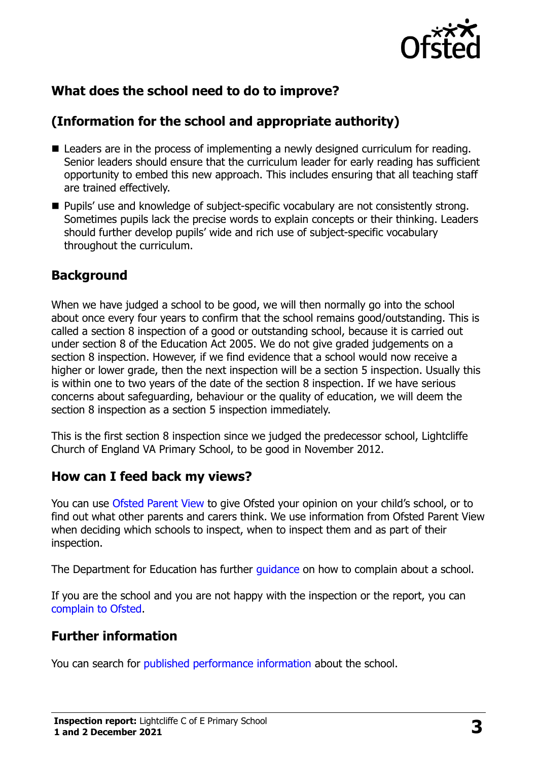## What does the school need to do to improve?

## (Information for the school and appropriate authority)

- Leaders are in the process of implementing a newly designed curriculum for reading. Senior leaders should ensure that the curriculum leader for early reading has sufficient opportunity to embed this new approach. This includes ensuring that all teaching staff are trained effectively.
- Pupils' use and knowledge of subject-specific vocabulary are not consistently strong. Sometimes pupils lack the precise words to explain concepts or their thinking. Leaders should further develop pupils' wide and rich use of subject-specific vocabulary throughout the curriculum.

## Background

When we have judged a school to be good, we will then normally go into the school about once every four years to confirm that the school remains good/outstanding. This is called a section 8 inspection of a good or outstanding school, because it is carried out under section 8 of the Education Act 2005. We do not give graded judgements on a section 8 inspection. However, if we find evidence that a school would now receive a higher or lower grade, then the next inspection will be a section 5 inspection. Usually this is within one to two years of the date of the section 8 inspection. If we have serious concerns about safeguarding, behaviour or the quality of education, we will deem the section 8 inspection as a section 5 inspection immediately.

This is the first section 8 inspection since we judged the predecessor school, Lightcliffe Church of England VA Primary School, to be good in November 2012.

## How can I feed back my views?

You can use Ofsted Parent View to give Ofsted your opinion on your child's school, or to find out what other parents and carers think. We use information from Ofsted Parent View when deciding which schools to inspect, when to inspect them and as part of their inspection.

The Department for Education has further guidance on how to complain about a school.

If you are the school and you are not happy with the inspection or the report, you can complain to Ofsted.

## Further information

You can search for published performance information about the school.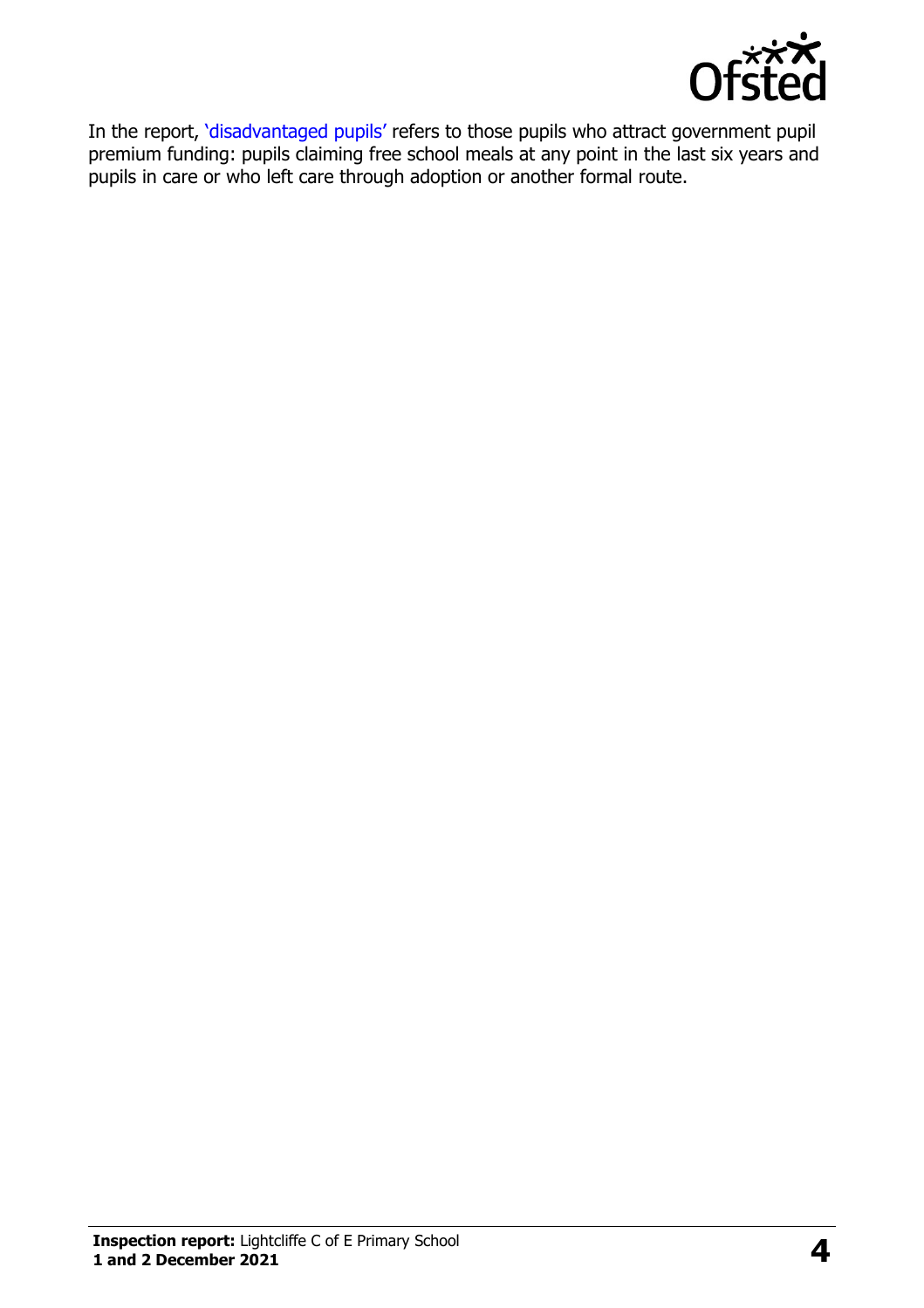In the report, 'disadvantaged pupils' refers to those pupils who attract government pupil premium funding: pupils claiming free school meals at any point in the last six years and pupils in care or who left care through adoption or another formal route.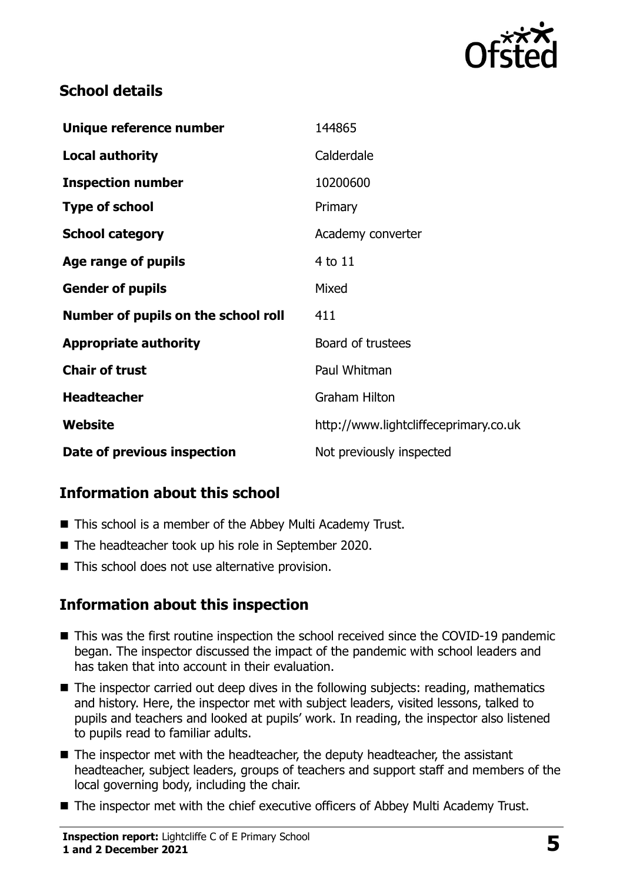## School details

| | |
|---|---|
| **Unique reference number** | 144865 |
| **Local authority** | Calderdale |
| **Inspection number** | 10200600 |
| **Type of school** | Primary |
| **School category** | Academy converter |
| **Age range of pupils** | 4 to 11 |
| **Gender of pupils** | Mixed |
| **Number of pupils on the school roll** | 411 |
| **Appropriate authority** | Board of trustees |
| **Chair of trust** | Paul Whitman |
| **Headteacher** | Graham Hilton |
| **Website** | http://www.lightcliffeprimary.co.uk |
| **Date of previous inspection** | Not previously inspected |

## Information about this school

- This school is a member of the Abbey Multi Academy Trust.
- The headteacher took up his role in September 2020.
- This school does not use alternative provision.

## Information about this inspection

- This was the first routine inspection the school received since the COVID-19 pandemic began. The inspector discussed the impact of the pandemic with school leaders and has taken that into account in their evaluation.
- The inspector carried out deep dives in the following subjects: reading, mathematics and history. Here, the inspector met with subject leaders, visited lessons, talked to pupils and teachers and looked at pupils' work. In reading, the inspector also listened to pupils read to familiar adults.
- The inspector met with the headteacher, the deputy headteacher, the assistant headteacher, subject leaders, groups of teachers and support staff and members of the local governing body, including the chair.
- The inspector met with the chief executive officers of Abbey Multi Academy Trust.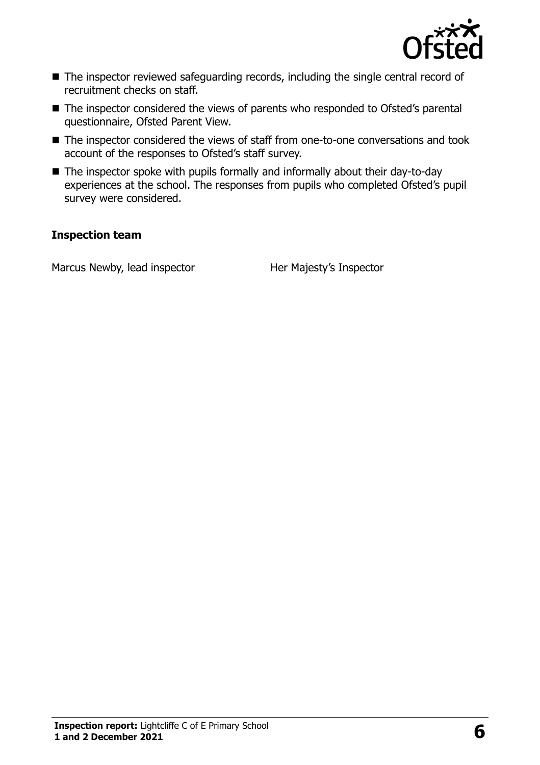- The inspector reviewed safeguarding records, including the single central record of recruitment checks on staff.
- The inspector considered the views of parents who responded to Ofsted's parental questionnaire, Ofsted Parent View.
- The inspector considered the views of staff from one-to-one conversations and took account of the responses to Ofsted's staff survey.
- The inspector spoke with pupils formally and informally about their day-to-day experiences at the school. The responses from pupils who completed Ofsted's pupil survey were considered.

### Inspection team

| | |
|---|---|
| Marcus Newby, lead inspector | Her Majesty's Inspector |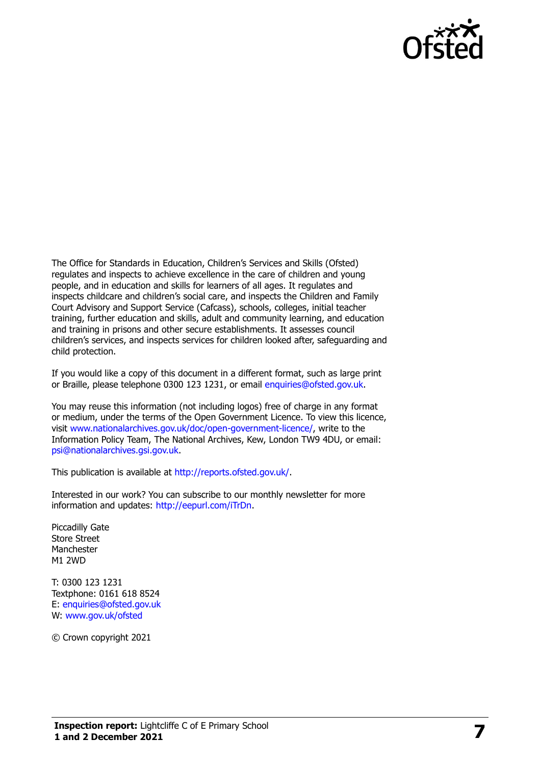The Office for Standards in Education, Children's Services and Skills (Ofsted) regulates and inspects to achieve excellence in the care of children and young people, and in education and skills for learners of all ages. It regulates and inspects childcare and children's social care, and inspects the Children and Family Court Advisory and Support Service (Cafcass), schools, colleges, initial teacher training, further education and skills, adult and community learning, and education and training in prisons and other secure establishments. It assesses council children's services, and inspects services for children looked after, safeguarding and child protection.

If you would like a copy of this document in a different format, such as large print or Braille, please telephone 0300 123 1231, or email enquiries@ofsted.gov.uk.

You may reuse this information (not including logos) free of charge in any format or medium, under the terms of the Open Government Licence. To view this licence, visit www.nationalarchives.gov.uk/doc/open-government-licence/, write to the Information Policy Team, The National Archives, Kew, London TW9 4DU, or email: psi@nationalarchives.gsi.gov.uk.

This publication is available at http://reports.ofsted.gov.uk/.

Interested in our work? You can subscribe to our monthly newsletter for more information and updates: http://eepurl.com/iTrDn.

Piccadilly Gate
Store Street
Manchester
M1 2WD

T: 0300 123 1231
Textphone: 0161 618 8524
E: enquiries@ofsted.gov.uk
W: www.gov.uk/ofsted

© Crown copyright 2021